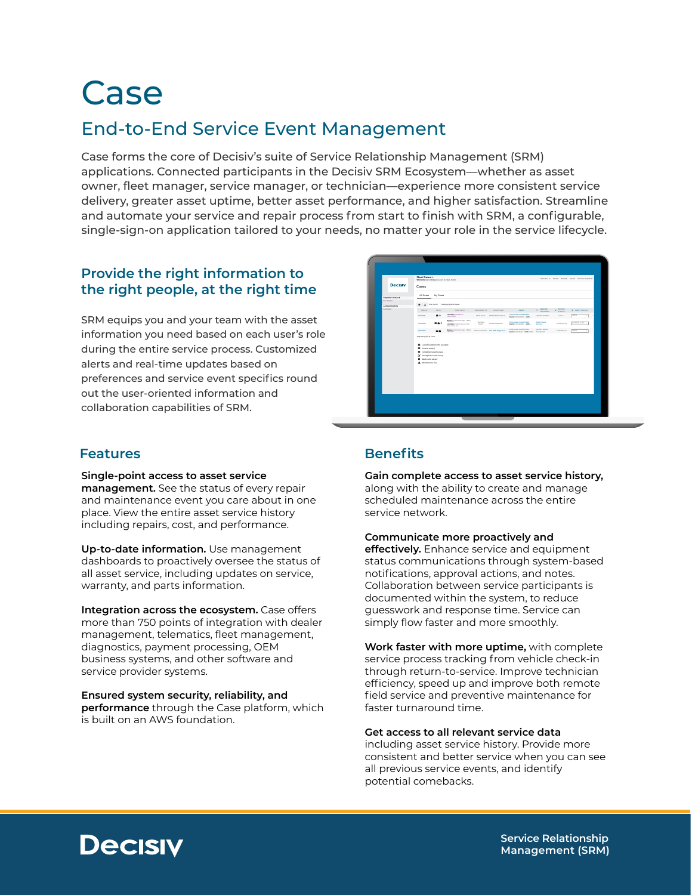# Case

## End-to-End Service Event Management

Case forms the core of Decisiv's suite of Service Relationship Management (SRM) applications. Connected participants in the Decisiv SRM Ecosystem—whether as asset owner, fleet manager, service manager, or technician—experience more consistent service delivery, greater asset uptime, better asset performance, and higher satisfaction. Streamline and automate your service and repair process from start to finish with SRM, a configurable, single-sign-on application tailored to your needs, no matter your role in the service lifecycle.

### Provide the right information to the right people, at the right time

SRM equips you and your team with the asset information you need based on each user's role during the entire service process. Customized alerts and real-time updates based on preferences and service event specifics round out the user-oriented information and collaboration capabilities of SRM.

### Features

**Single-point access to asset service management.** See the status of every repair and maintenance event you care about in one place. View the entire asset service history including repairs, cost, and performance.

**Up-to-date information.** Use management dashboards to proactively oversee the status of all asset service, including updates on service, warranty, and parts information.

**Integration across the ecosystem.** Case offers more than 750 points of integration with dealer management, telematics, fleet management, diagnostics, payment processing, OEM business systems, and other software and service provider systems.

**Ensured system security, reliability, and performance** through the Case platform, which is built on an AWS foundation.

### Benefits

**Gain complete access to asset service history,** along with the ability to create and manage scheduled maintenance across the entire service network.

**Communicate more proactively and effectively.** Enhance service and equipment status communications through system-based notifications, approval actions, and notes. Collaboration between service participants is documented within the system, to reduce guesswork and response time. Service can simply flow faster and more smoothly.

**Work faster with more uptime,** with complete service process tracking from vehicle check-in through return-to-service. Improve technician efficiency, speed up and improve both remote field service and preventive maintenance for faster turnaround time.

**Get access to all relevant service data** including asset service history. Provide more consistent and better service when you can see all previous service events, and identify potential comebacks.

Decisiv

Service Relationship Management (SRM)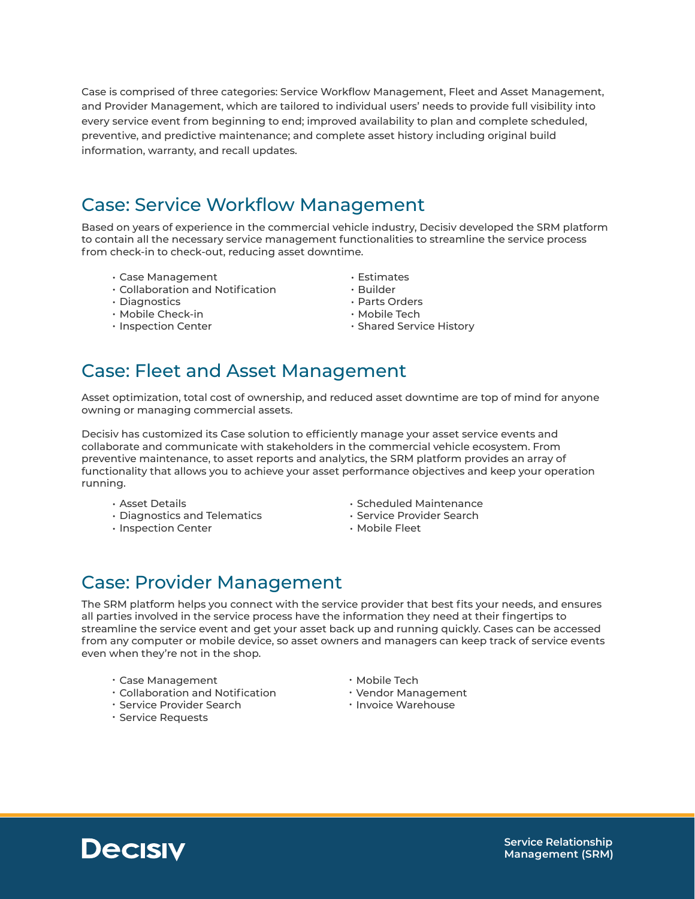Case is comprised of three categories: Service Workflow Management, Fleet and Asset Management, and Provider Management, which are tailored to individual users' needs to provide full visibility into every service event from beginning to end; improved availability to plan and complete scheduled, preventive, and predictive maintenance; and complete asset history including original build information, warranty, and recall updates.

## Case: Service Workflow Management

Based on years of experience in the commercial vehicle industry, Decisiv developed the SRM platform to contain all the necessary service management functionalities to streamline the service process from check-in to check-out, reducing asset downtime.

- Case Management
- Collaboration and Notification
- Diagnostics
- Mobile Check-in
- Inspection Center
- Estimates
- Builder
- Parts Orders
- Mobile Tech
- Shared Service History

## Case: Fleet and Asset Management

Asset optimization, total cost of ownership, and reduced asset downtime are top of mind for anyone owning or managing commercial assets.

Decisiv has customized its Case solution to efficiently manage your asset service events and collaborate and communicate with stakeholders in the commercial vehicle ecosystem. From preventive maintenance, to asset reports and analytics, the SRM platform provides an array of functionality that allows you to achieve your asset performance objectives and keep your operation running.

- Asset Details
- Diagnostics and Telematics
- Inspection Center
- Scheduled Maintenance
- Service Provider Search
- Mobile Fleet

## Case: Provider Management

The SRM platform helps you connect with the service provider that best fits your needs, and ensures all parties involved in the service process have the information they need at their fingertips to streamline the service event and get your asset back up and running quickly. Cases can be accessed from any computer or mobile device, so asset owners and managers can keep track of service events even when they're not in the shop.

- Case Management
- Collaboration and Notification
- Service Provider Search
- Service Requests
- Mobile Tech
- Vendor Management
- Invoice Warehouse